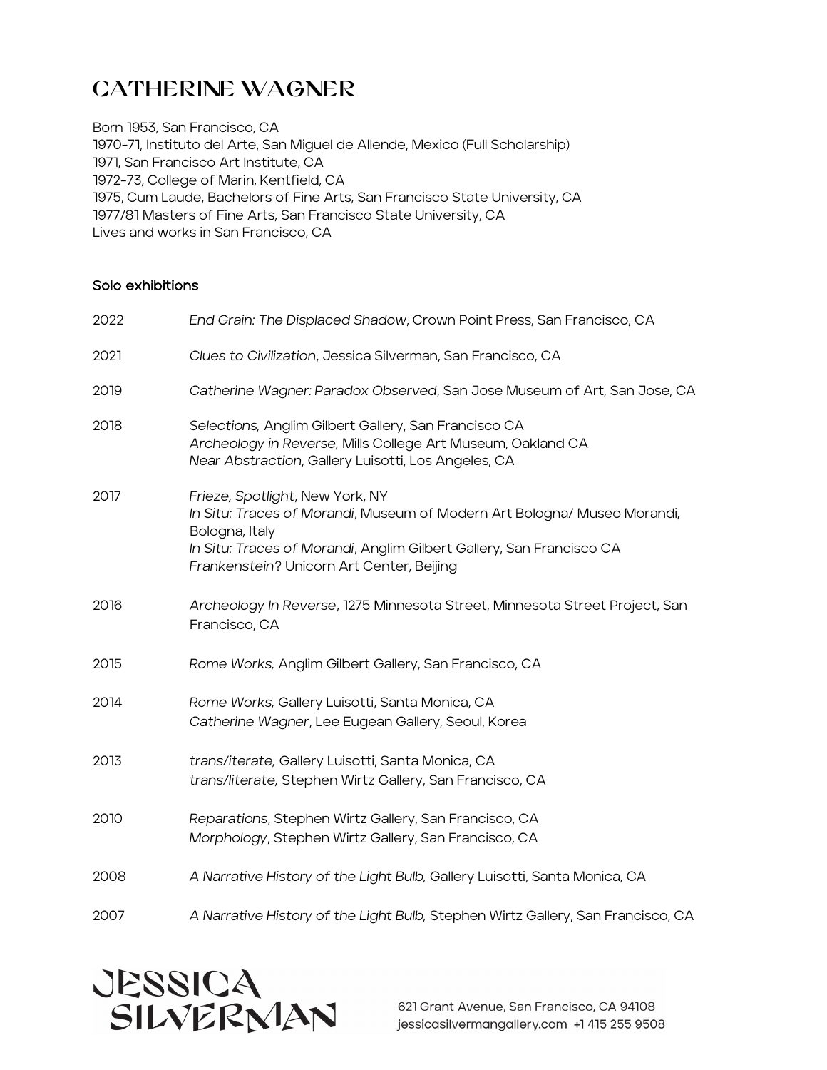# CATHERINE WAGNER

Born 1953, San Francisco, CA
1970-71, Instituto del Arte, San Miguel de Allende, Mexico (Full Scholarship)
1971, San Francisco Art Institute, CA
1972-73, College of Marin, Kentfield, CA
1975, Cum Laude, Bachelors of Fine Arts, San Francisco State University, CA
1977/81 Masters of Fine Arts, San Francisco State University, CA
Lives and works in San Francisco, CA

## Solo exhibitions

2022 — *End Grain: The Displaced Shadow*, Crown Point Press, San Francisco, CA

2021 — *Clues to Civilization*, Jessica Silverman, San Francisco, CA

2019 — *Catherine Wagner: Paradox Observed*, San Jose Museum of Art, San Jose, CA

2018
*Selections,* Anglim Gilbert Gallery, San Francisco CA
*Archeology in Reverse,* Mills College Art Museum, Oakland CA
*Near Abstraction*, Gallery Luisotti, Los Angeles, CA

2017
*Frieze, Spotlight*, New York, NY
*In Situ: Traces of Morandi*, Museum of Modern Art Bologna/ Museo Morandi, Bologna, Italy
*In Situ: Traces of Morandi*, Anglim Gilbert Gallery, San Francisco CA
*Frankenstein*? Unicorn Art Center, Beijing

2016 — *Archeology In Reverse*, 1275 Minnesota Street, Minnesota Street Project, San Francisco, CA

2015 — *Rome Works,* Anglim Gilbert Gallery, San Francisco, CA

2014
*Rome Works,* Gallery Luisotti, Santa Monica, CA
*Catherine Wagner*, Lee Eugean Gallery, Seoul, Korea

2013
*trans/iterate,* Gallery Luisotti, Santa Monica, CA
*trans/literate,* Stephen Wirtz Gallery, San Francisco, CA

2010
*Reparations*, Stephen Wirtz Gallery, San Francisco, CA
*Morphology*, Stephen Wirtz Gallery, San Francisco, CA

2008 — *A Narrative History of the Light Bulb,* Gallery Luisotti, Santa Monica, CA

2007 — *A Narrative History of the Light Bulb,* Stephen Wirtz Gallery, San Francisco, CA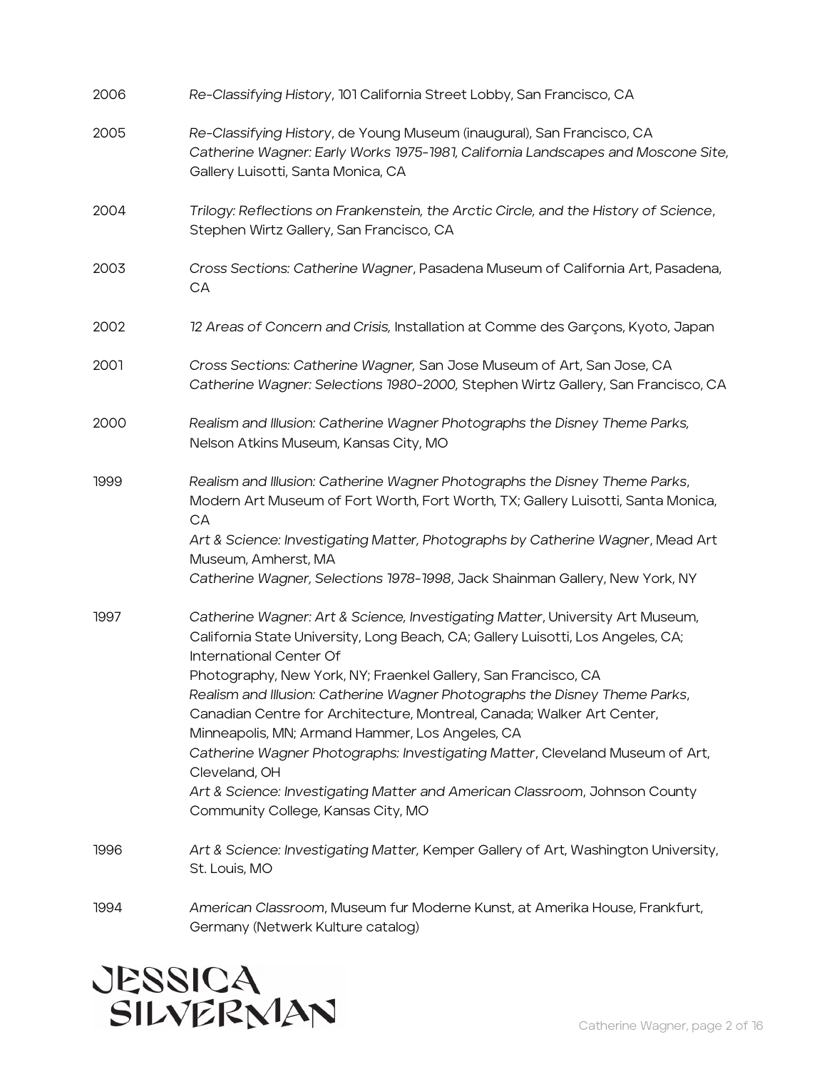2006 *Re-Classifying History*, 101 California Street Lobby, San Francisco, CA

2005 *Re-Classifying History*, de Young Museum (inaugural), San Francisco, CA
*Catherine Wagner: Early Works 1975-1981, California Landscapes and Moscone Site,* Gallery Luisotti, Santa Monica, CA

2004 *Trilogy: Reflections on Frankenstein, the Arctic Circle, and the History of Science*, Stephen Wirtz Gallery, San Francisco, CA

2003 *Cross Sections: Catherine Wagner*, Pasadena Museum of California Art, Pasadena, CA

2002 *12 Areas of Concern and Crisis,* Installation at Comme des Garçons, Kyoto, Japan

2001 *Cross Sections: Catherine Wagner,* San Jose Museum of Art, San Jose, CA
*Catherine Wagner: Selections 1980-2000,* Stephen Wirtz Gallery, San Francisco, CA

2000 *Realism and Illusion: Catherine Wagner Photographs the Disney Theme Parks,* Nelson Atkins Museum, Kansas City, MO

1999 *Realism and Illusion: Catherine Wagner Photographs the Disney Theme Parks*, Modern Art Museum of Fort Worth, Fort Worth, TX; Gallery Luisotti, Santa Monica, CA
*Art & Science: Investigating Matter, Photographs by Catherine Wagner*, Mead Art Museum, Amherst, MA
*Catherine Wagner, Selections 1978-1998*, Jack Shainman Gallery, New York, NY

1997 *Catherine Wagner: Art & Science, Investigating Matter*, University Art Museum, California State University, Long Beach, CA; Gallery Luisotti, Los Angeles, CA; International Center Of Photography, New York, NY; Fraenkel Gallery, San Francisco, CA
*Realism and Illusion: Catherine Wagner Photographs the Disney Theme Parks*, Canadian Centre for Architecture, Montreal, Canada; Walker Art Center, Minneapolis, MN; Armand Hammer, Los Angeles, CA
*Catherine Wagner Photographs: Investigating Matter*, Cleveland Museum of Art, Cleveland, OH
*Art & Science: Investigating Matter and American Classroom*, Johnson County Community College, Kansas City, MO

1996 *Art & Science: Investigating Matter,* Kemper Gallery of Art, Washington University, St. Louis, MO

1994 *American Classroom*, Museum fur Moderne Kunst, at Amerika House, Frankfurt, Germany (Netwerk Kulture catalog)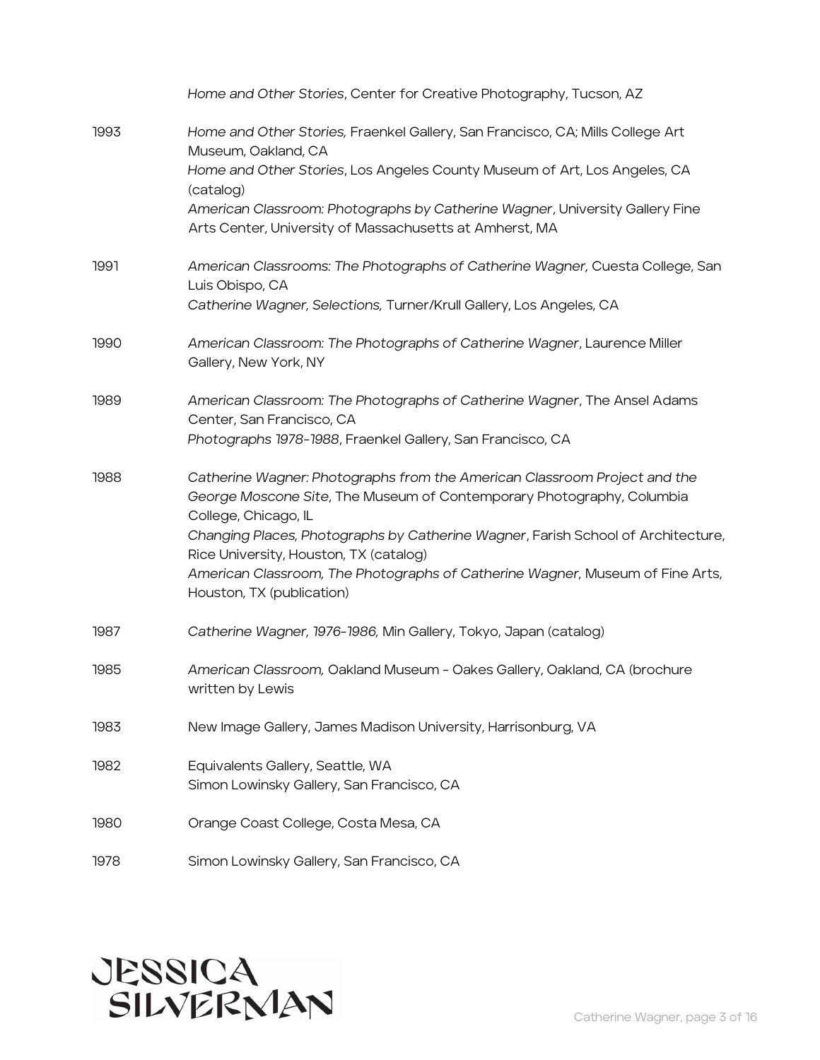*Home and Other Stories*, Center for Creative Photography, Tucson, AZ

1993 *Home and Other Stories,* Fraenkel Gallery, San Francisco, CA; Mills College Art Museum, Oakland, CA
*Home and Other Stories*, Los Angeles County Museum of Art, Los Angeles, CA (catalog)
*American Classroom: Photographs by Catherine Wagner*, University Gallery Fine Arts Center, University of Massachusetts at Amherst, MA

1991 *American Classrooms: The Photographs of Catherine Wagner,* Cuesta College, San Luis Obispo, CA
*Catherine Wagner, Selections,* Turner/Krull Gallery, Los Angeles, CA

1990 *American Classroom: The Photographs of Catherine Wagner*, Laurence Miller Gallery, New York, NY

1989 *American Classroom: The Photographs of Catherine Wagner*, The Ansel Adams Center, San Francisco, CA
*Photographs 1978-1988*, Fraenkel Gallery, San Francisco, CA

1988 *Catherine Wagner: Photographs from the American Classroom Project and the George Moscone Site*, The Museum of Contemporary Photography, Columbia College, Chicago, IL
*Changing Places, Photographs by Catherine Wagner*, Farish School of Architecture, Rice University, Houston, TX (catalog)
*American Classroom, The Photographs of Catherine Wagner,* Museum of Fine Arts, Houston, TX (publication)

1987 *Catherine Wagner, 1976-1986,* Min Gallery, Tokyo, Japan (catalog)

1985 *American Classroom,* Oakland Museum - Oakes Gallery, Oakland, CA (brochure written by Lewis

1983 New Image Gallery, James Madison University, Harrisonburg, VA

1982 Equivalents Gallery, Seattle, WA
Simon Lowinsky Gallery, San Francisco, CA

1980 Orange Coast College, Costa Mesa, CA

1978 Simon Lowinsky Gallery, San Francisco, CA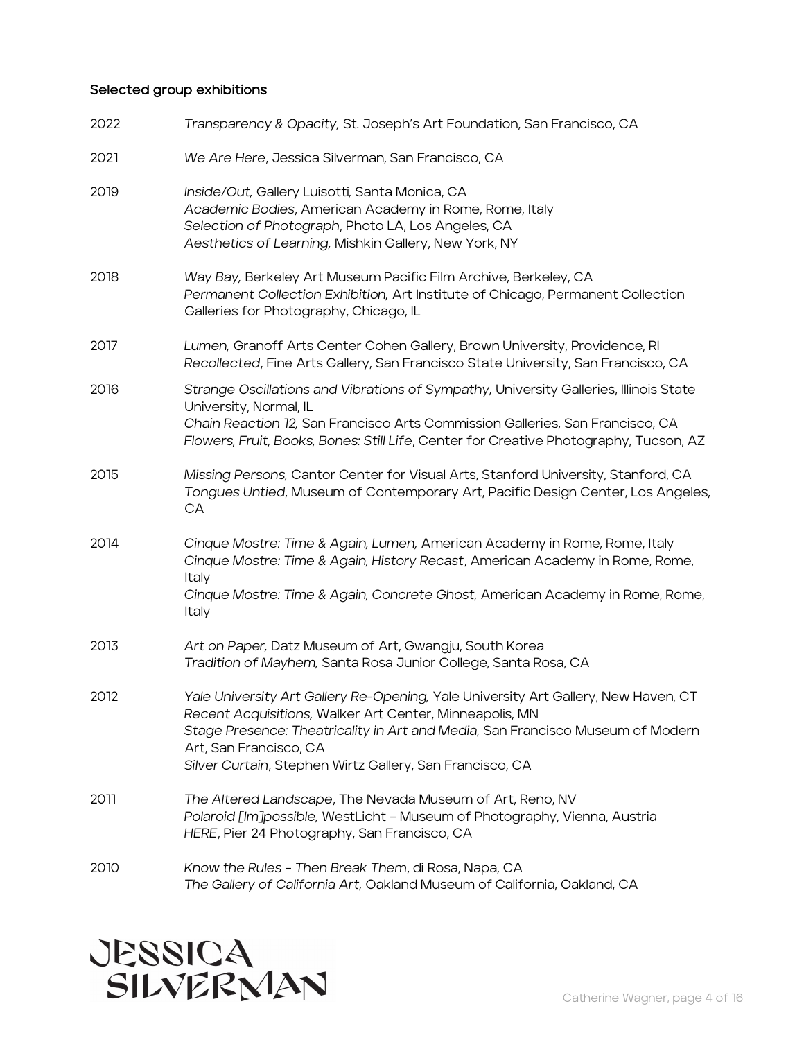### Selected group exhibitions

2022 *Transparency & Opacity,* St. Joseph's Art Foundation, San Francisco, CA

2021 *We Are Here*, Jessica Silverman, San Francisco, CA

2019 *Inside/Out,* Gallery Luisotti, Santa Monica, CA
*Academic Bodies*, American Academy in Rome, Rome, Italy
*Selection of Photograph*, Photo LA, Los Angeles, CA
*Aesthetics of Learning,* Mishkin Gallery, New York, NY

2018 *Way Bay,* Berkeley Art Museum Pacific Film Archive, Berkeley, CA
*Permanent Collection Exhibition,* Art Institute of Chicago, Permanent Collection Galleries for Photography, Chicago, IL

2017 *Lumen,* Granoff Arts Center Cohen Gallery, Brown University, Providence, RI
*Recollected*, Fine Arts Gallery, San Francisco State University, San Francisco, CA

2016 *Strange Oscillations and Vibrations of Sympathy,* University Galleries, Illinois State University, Normal, IL
*Chain Reaction 12,* San Francisco Arts Commission Galleries, San Francisco, CA
*Flowers, Fruit, Books, Bones: Still Life*, Center for Creative Photography, Tucson, AZ

2015 *Missing Persons,* Cantor Center for Visual Arts, Stanford University, Stanford, CA
*Tongues Untied*, Museum of Contemporary Art, Pacific Design Center, Los Angeles, CA

2014 *Cinque Mostre: Time & Again, Lumen,* American Academy in Rome, Rome, Italy
*Cinque Mostre: Time & Again, History Recast*, American Academy in Rome, Rome, Italy
*Cinque Mostre: Time & Again, Concrete Ghost,* American Academy in Rome, Rome, Italy

2013 *Art on Paper,* Datz Museum of Art, Gwangju, South Korea
*Tradition of Mayhem,* Santa Rosa Junior College, Santa Rosa, CA

2012 *Yale University Art Gallery Re-Opening,* Yale University Art Gallery, New Haven, CT
*Recent Acquisitions,* Walker Art Center, Minneapolis, MN
*Stage Presence: Theatricality in Art and Media,* San Francisco Museum of Modern Art, San Francisco, CA
*Silver Curtain*, Stephen Wirtz Gallery, San Francisco, CA

2011 *The Altered Landscape*, The Nevada Museum of Art, Reno, NV
*Polaroid [Im]possible,* WestLicht – Museum of Photography, Vienna, Austria
*HERE*, Pier 24 Photography, San Francisco, CA

2010 *Know the Rules – Then Break Them*, di Rosa, Napa, CA
*The Gallery of California Art,* Oakland Museum of California, Oakland, CA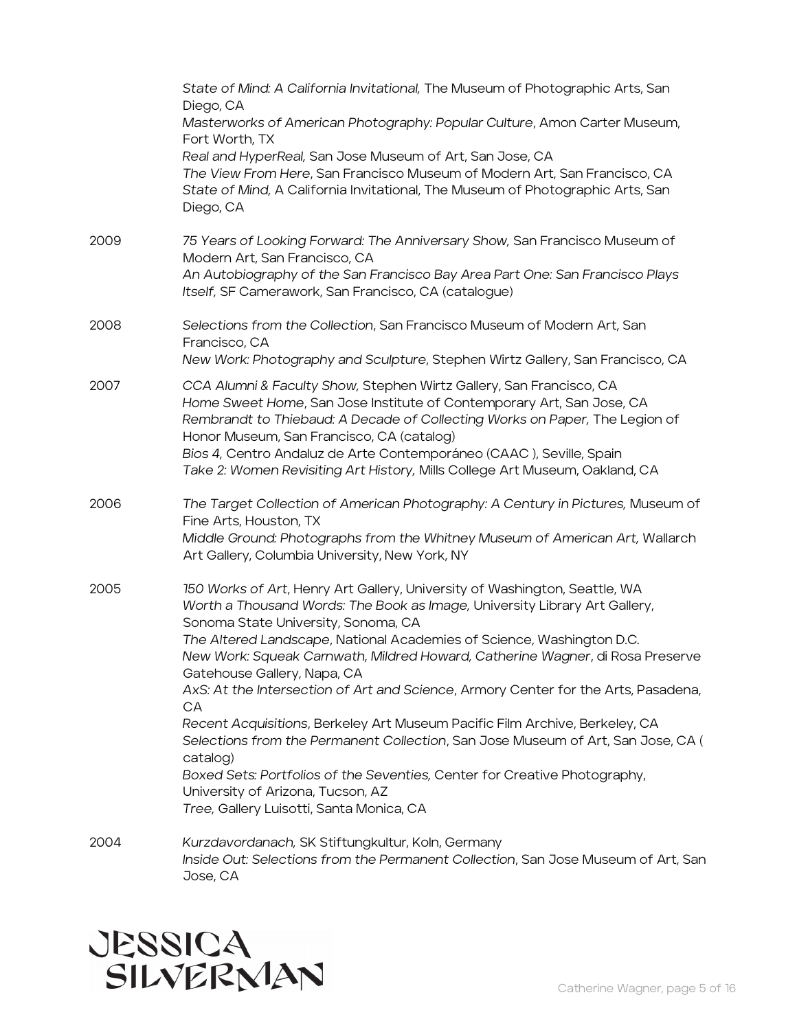*State of Mind: A California Invitational,* The Museum of Photographic Arts, San Diego, CA
*Masterworks of American Photography: Popular Culture*, Amon Carter Museum, Fort Worth, TX
*Real and HyperReal,* San Jose Museum of Art, San Jose, CA
*The View From Here*, San Francisco Museum of Modern Art, San Francisco, CA
*State of Mind,* A California Invitational, The Museum of Photographic Arts, San Diego, CA

2009
*75 Years of Looking Forward: The Anniversary Show,* San Francisco Museum of Modern Art, San Francisco, CA
*An Autobiography of the San Francisco Bay Area Part One: San Francisco Plays Itself,* SF Camerawork, San Francisco, CA (catalogue)

2008
*Selections from the Collection*, San Francisco Museum of Modern Art, San Francisco, CA
*New Work: Photography and Sculpture*, Stephen Wirtz Gallery, San Francisco, CA

2007
*CCA Alumni & Faculty Show,* Stephen Wirtz Gallery, San Francisco, CA
*Home Sweet Home*, San Jose Institute of Contemporary Art, San Jose, CA
*Rembrandt to Thiebaud: A Decade of Collecting Works on Paper,* The Legion of Honor Museum, San Francisco, CA (catalog)
*Bios 4,* Centro Andaluz de Arte Contemporáneo (CAAC ), Seville, Spain
*Take 2: Women Revisiting Art History,* Mills College Art Museum, Oakland, CA

2006
*The Target Collection of American Photography: A Century in Pictures,* Museum of Fine Arts, Houston, TX
*Middle Ground: Photographs from the Whitney Museum of American Art,* Wallarch Art Gallery, Columbia University, New York, NY

2005
*150 Works of Art*, Henry Art Gallery, University of Washington, Seattle, WA
*Worth a Thousand Words: The Book as Image,* University Library Art Gallery, Sonoma State University, Sonoma, CA
*The Altered Landscape*, National Academies of Science, Washington D.C.
*New Work: Squeak Carnwath, Mildred Howard, Catherine Wagner*, di Rosa Preserve Gatehouse Gallery, Napa, CA
*AxS: At the Intersection of Art and Science*, Armory Center for the Arts, Pasadena, CA
*Recent Acquisitions*, Berkeley Art Museum Pacific Film Archive, Berkeley, CA
*Selections from the Permanent Collection*, San Jose Museum of Art, San Jose, CA ( catalog)
*Boxed Sets: Portfolios of the Seventies,* Center for Creative Photography, University of Arizona, Tucson, AZ
*Tree,* Gallery Luisotti, Santa Monica, CA

2004
*Kurzdavordanach,* SK Stiftungkultur, Koln, Germany
*Inside Out: Selections from the Permanent Collection*, San Jose Museum of Art, San Jose, CA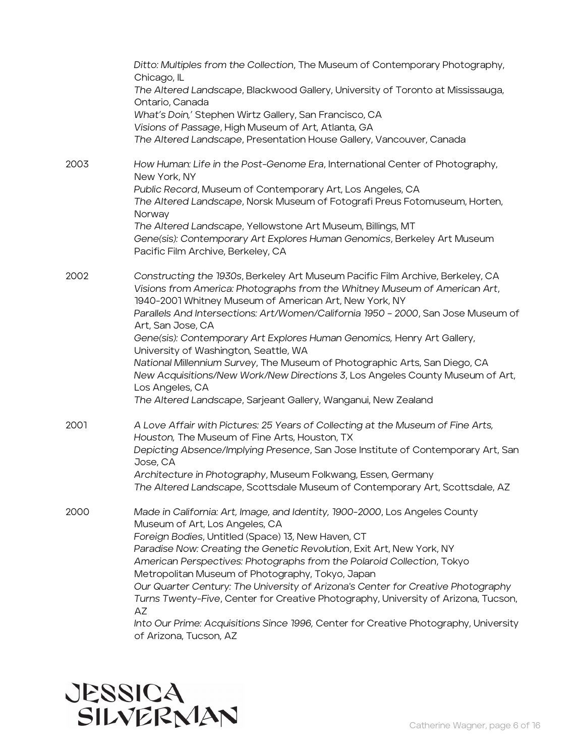*Ditto: Multiples from the Collection*, The Museum of Contemporary Photography, Chicago, IL
*The Altered Landscape*, Blackwood Gallery, University of Toronto at Mississauga, Ontario, Canada
*What's Doin,'* Stephen Wirtz Gallery, San Francisco, CA
*Visions of Passage*, High Museum of Art, Atlanta, GA
*The Altered Landscape*, Presentation House Gallery, Vancouver, Canada

2003
*How Human: Life in the Post-Genome Era*, International Center of Photography, New York, NY
*Public Record*, Museum of Contemporary Art, Los Angeles, CA
*The Altered Landscape*, Norsk Museum of Fotografi Preus Fotomuseum, Horten, Norway
*The Altered Landscape*, Yellowstone Art Museum, Billings, MT
*Gene(sis): Contemporary Art Explores Human Genomics*, Berkeley Art Museum Pacific Film Archive, Berkeley, CA

2002
*Constructing the 1930s*, Berkeley Art Museum Pacific Film Archive, Berkeley, CA
*Visions from America: Photographs from the Whitney Museum of American Art*, 1940-2001 Whitney Museum of American Art, New York, NY
*Parallels And Intersections: Art/Women/California 1950 - 2000*, San Jose Museum of Art, San Jose, CA
*Gene(sis): Contemporary Art Explores Human Genomics,* Henry Art Gallery, University of Washington, Seattle, WA
*National Millennium Survey*, The Museum of Photographic Arts, San Diego, CA
*New Acquisitions/New Work/New Directions 3*, Los Angeles County Museum of Art, Los Angeles, CA
*The Altered Landscape*, Sarjeant Gallery, Wanganui, New Zealand

2001
*A Love Affair with Pictures: 25 Years of Collecting at the Museum of Fine Arts, Houston,* The Museum of Fine Arts, Houston, TX
*Depicting Absence/Implying Presence*, San Jose Institute of Contemporary Art, San Jose, CA
*Architecture in Photography*, Museum Folkwang, Essen, Germany
*The Altered Landscape*, Scottsdale Museum of Contemporary Art, Scottsdale, AZ

2000
*Made in California: Art, Image, and Identity, 1900-2000*, Los Angeles County Museum of Art, Los Angeles, CA
*Foreign Bodies*, Untitled (Space) 13, New Haven, CT
*Paradise Now: Creating the Genetic Revolution*, Exit Art, New York, NY
*American Perspectives: Photographs from the Polaroid Collection*, Tokyo Metropolitan Museum of Photography, Tokyo, Japan
*Our Quarter Century: The University of Arizona's Center for Creative Photography Turns Twenty-Five*, Center for Creative Photography, University of Arizona, Tucson, AZ
*Into Our Prime: Acquisitions Since 1996,* Center for Creative Photography, University of Arizona, Tucson, AZ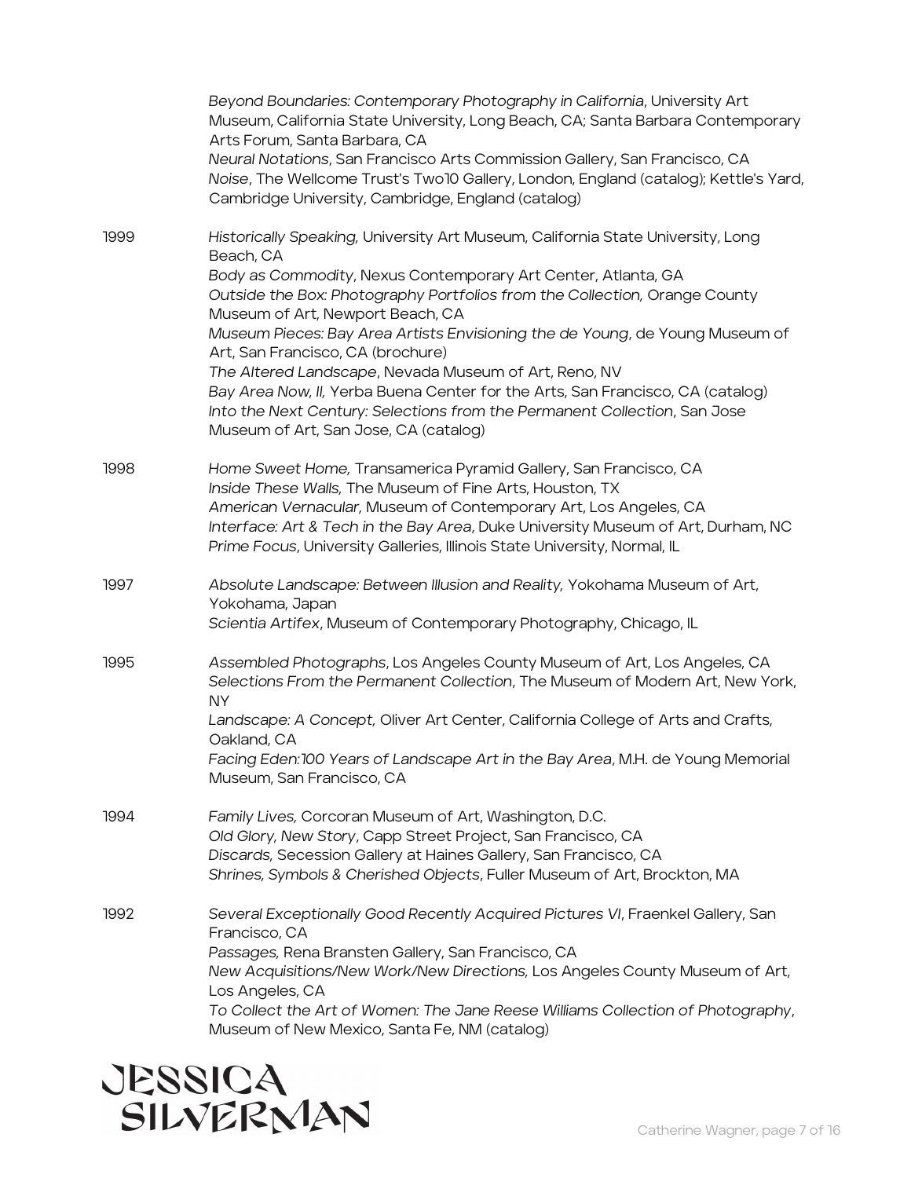*Beyond Boundaries: Contemporary Photography in California*, University Art Museum, California State University, Long Beach, CA; Santa Barbara Contemporary Arts Forum, Santa Barbara, CA
*Neural Notations*, San Francisco Arts Commission Gallery, San Francisco, CA
*Noise*, The Wellcome Trust's Two10 Gallery, London, England (catalog); Kettle's Yard, Cambridge University, Cambridge, England (catalog)

1999
*Historically Speaking,* University Art Museum, California State University, Long Beach, CA
*Body as Commodity*, Nexus Contemporary Art Center, Atlanta, GA
*Outside the Box: Photography Portfolios from the Collection,* Orange County Museum of Art, Newport Beach, CA
*Museum Pieces: Bay Area Artists Envisioning the de Young*, de Young Museum of Art, San Francisco, CA (brochure)
*The Altered Landscape*, Nevada Museum of Art, Reno, NV
*Bay Area Now, II,* Yerba Buena Center for the Arts, San Francisco, CA (catalog)
*Into the Next Century: Selections from the Permanent Collection*, San Jose Museum of Art, San Jose, CA (catalog)

1998
*Home Sweet Home,* Transamerica Pyramid Gallery, San Francisco, CA
*Inside These Walls,* The Museum of Fine Arts, Houston, TX
*American Vernacular,* Museum of Contemporary Art, Los Angeles, CA
*Interface: Art & Tech in the Bay Area*, Duke University Museum of Art, Durham, NC
*Prime Focus*, University Galleries, Illinois State University, Normal, IL

1997
*Absolute Landscape: Between Illusion and Reality,* Yokohama Museum of Art, Yokohama, Japan
*Scientia Artifex*, Museum of Contemporary Photography, Chicago, IL

1995
*Assembled Photographs*, Los Angeles County Museum of Art, Los Angeles, CA
*Selections From the Permanent Collection*, The Museum of Modern Art, New York, NY
*Landscape: A Concept,* Oliver Art Center, California College of Arts and Crafts, Oakland, CA
*Facing Eden:100 Years of Landscape Art in the Bay Area*, M.H. de Young Memorial Museum, San Francisco, CA

1994
*Family Lives,* Corcoran Museum of Art, Washington, D.C.
*Old Glory, New Story*, Capp Street Project, San Francisco, CA
*Discards,* Secession Gallery at Haines Gallery, San Francisco, CA
*Shrines, Symbols & Cherished Objects*, Fuller Museum of Art, Brockton, MA

1992
*Several Exceptionally Good Recently Acquired Pictures VI*, Fraenkel Gallery, San Francisco, CA
*Passages,* Rena Bransten Gallery, San Francisco, CA
*New Acquisitions/New Work/New Directions,* Los Angeles County Museum of Art, Los Angeles, CA
*To Collect the Art of Women: The Jane Reese Williams Collection of Photography*, Museum of New Mexico, Santa Fe, NM (catalog)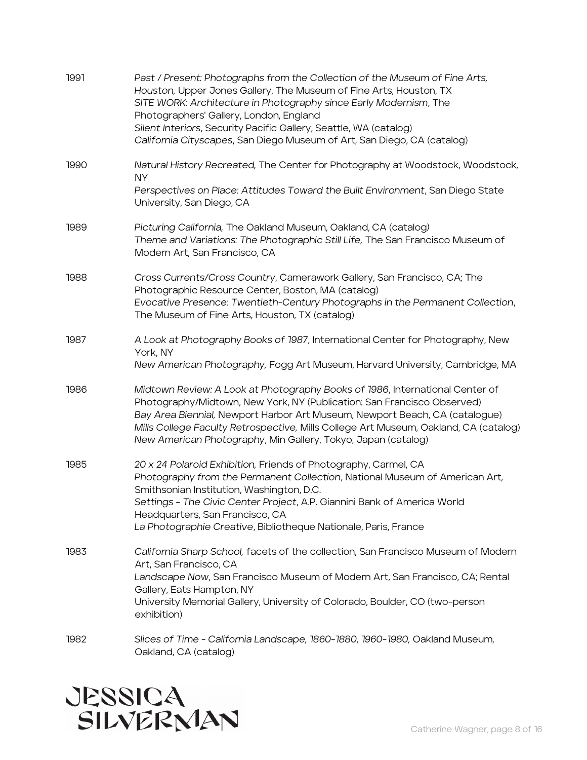1991

*Past / Present: Photographs from the Collection of the Museum of Fine Arts, Houston,* Upper Jones Gallery, The Museum of Fine Arts, Houston, TX
*SITE WORK: Architecture in Photography since Early Modernism*, The Photographers' Gallery, London, England
*Silent Interiors*, Security Pacific Gallery, Seattle, WA (catalog)
*California Cityscapes*, San Diego Museum of Art, San Diego, CA (catalog)

1990

*Natural History Recreated,* The Center for Photography at Woodstock, Woodstock, NY
*Perspectives on Place: Attitudes Toward the Built Environment*, San Diego State University, San Diego, CA

1989

*Picturing California,* The Oakland Museum, Oakland, CA (catalog)
*Theme and Variations: The Photographic Still Life,* The San Francisco Museum of Modern Art, San Francisco, CA

1988

*Cross Currents/Cross Country*, Camerawork Gallery, San Francisco, CA; The Photographic Resource Center, Boston, MA (catalog)
*Evocative Presence: Twentieth-Century Photographs in the Permanent Collection*, The Museum of Fine Arts, Houston, TX (catalog)

1987

*A Look at Photography Books of 1987*, International Center for Photography, New York, NY
*New American Photography,* Fogg Art Museum, Harvard University, Cambridge, MA

1986

*Midtown Review: A Look at Photography Books of 1986*, International Center of Photography/Midtown, New York, NY (Publication: San Francisco Observed)
*Bay Area Biennial,* Newport Harbor Art Museum, Newport Beach, CA (catalogue)
*Mills College Faculty Retrospective,* Mills College Art Museum, Oakland, CA (catalog)
*New American Photography*, Min Gallery, Tokyo, Japan (catalog)

1985

*20 x 24 Polaroid Exhibition,* Friends of Photography, Carmel, CA
*Photography from the Permanent Collection*, National Museum of American Art, Smithsonian Institution, Washington, D.C.
*Settings - The Civic Center Project*, A.P. Giannini Bank of America World Headquarters, San Francisco, CA
*La Photographie Creative*, Bibliotheque Nationale, Paris, France

1983

*California Sharp School,* facets of the collection, San Francisco Museum of Modern Art, San Francisco, CA
*Landscape Now*, San Francisco Museum of Modern Art, San Francisco, CA; Rental Gallery, Eats Hampton, NY
University Memorial Gallery, University of Colorado, Boulder, CO (two-person exhibition)

1982

*Slices of Time - California Landscape, 1860-1880, 1960-1980,* Oakland Museum, Oakland, CA (catalog)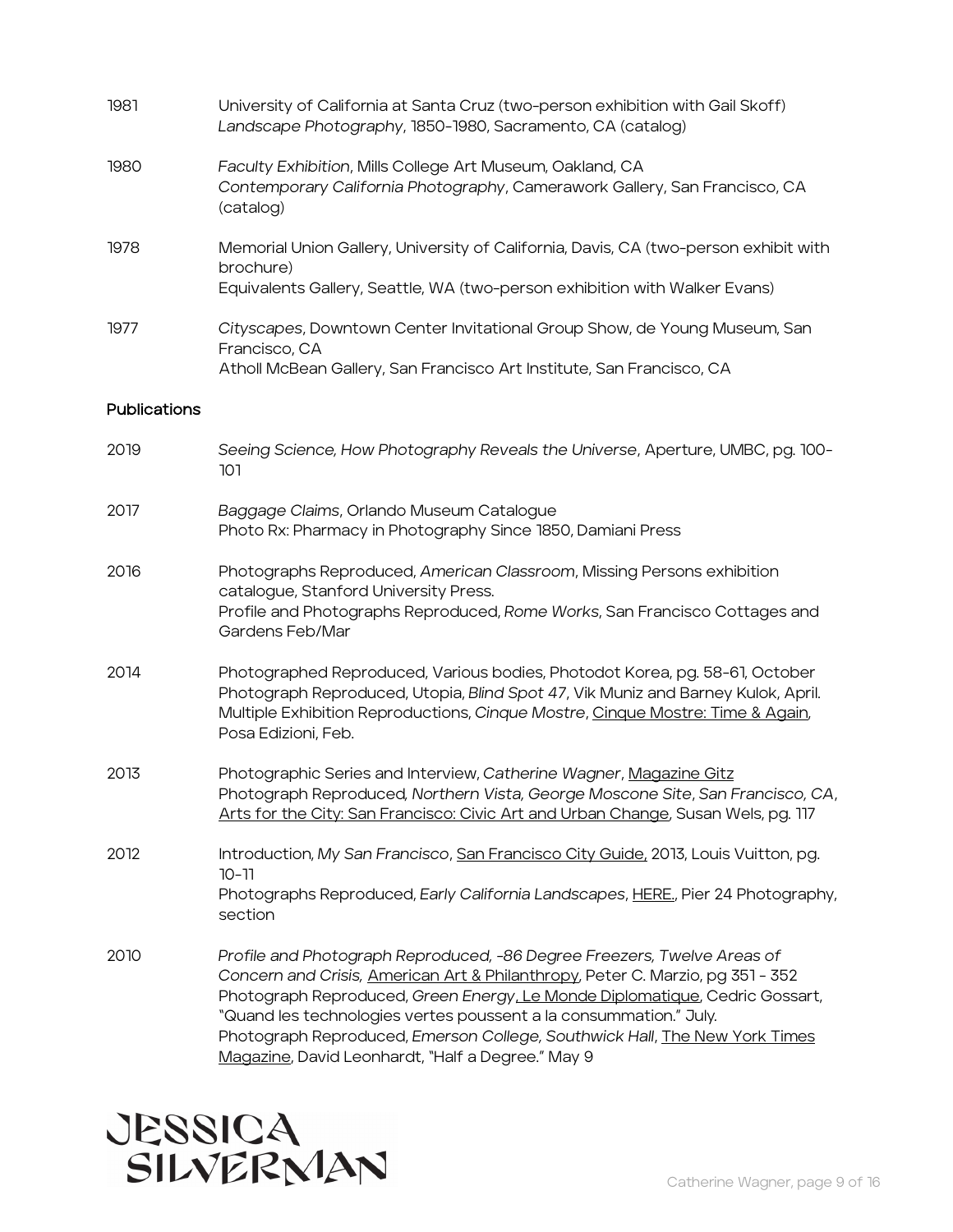1981 University of California at Santa Cruz (two-person exhibition with Gail Skoff)
*Landscape Photography*, 1850-1980, Sacramento, CA (catalog)

1980 *Faculty Exhibition*, Mills College Art Museum, Oakland, CA
*Contemporary California Photography*, Camerawork Gallery, San Francisco, CA (catalog)

1978 Memorial Union Gallery, University of California, Davis, CA (two-person exhibit with brochure)
Equivalents Gallery, Seattle, WA (two-person exhibition with Walker Evans)

1977 *Cityscapes*, Downtown Center Invitational Group Show, de Young Museum, San Francisco, CA
Atholl McBean Gallery, San Francisco Art Institute, San Francisco, CA

**Publications**

2019 *Seeing Science, How Photography Reveals the Universe*, Aperture, UMBC, pg. 100-101

2017 *Baggage Claims*, Orlando Museum Catalogue
Photo Rx: Pharmacy in Photography Since 1850, Damiani Press

2016 Photographs Reproduced, *American Classroom*, Missing Persons exhibition catalogue, Stanford University Press.
Profile and Photographs Reproduced, *Rome Works*, San Francisco Cottages and Gardens Feb/Mar

2014 Photographed Reproduced, Various bodies, Photodot Korea, pg. 58-61, October
Photograph Reproduced, Utopia, *Blind Spot 47*, Vik Muniz and Barney Kulok, April.
Multiple Exhibition Reproductions, *Cinque Mostre*, Cinque Mostre: Time & Again, Posa Edizioni, Feb.

2013 Photographic Series and Interview, *Catherine Wagner*, Magazine Gitz
Photograph Reproduced, *Northern Vista, George Moscone Site*, *San Francisco, CA*, Arts for the City: San Francisco: Civic Art and Urban Change, Susan Wels, pg. 117

2012 Introduction, *My San Francisco*, San Francisco City Guide, 2013, Louis Vuitton, pg. 10-11
Photographs Reproduced, *Early California Landscapes*, HERE., Pier 24 Photography, section

2010 *Profile and Photograph Reproduced, -86 Degree Freezers, Twelve Areas of Concern and Crisis,* American Art & Philanthropy, Peter C. Marzio, pg 351 - 352
Photograph Reproduced, *Green Energy*, Le Monde Diplomatique, Cedric Gossart, "Quand les technologies vertes poussent a la consummation." July.
Photograph Reproduced, *Emerson College, Southwick Hall*, The New York Times Magazine, David Leonhardt, "Half a Degree." May 9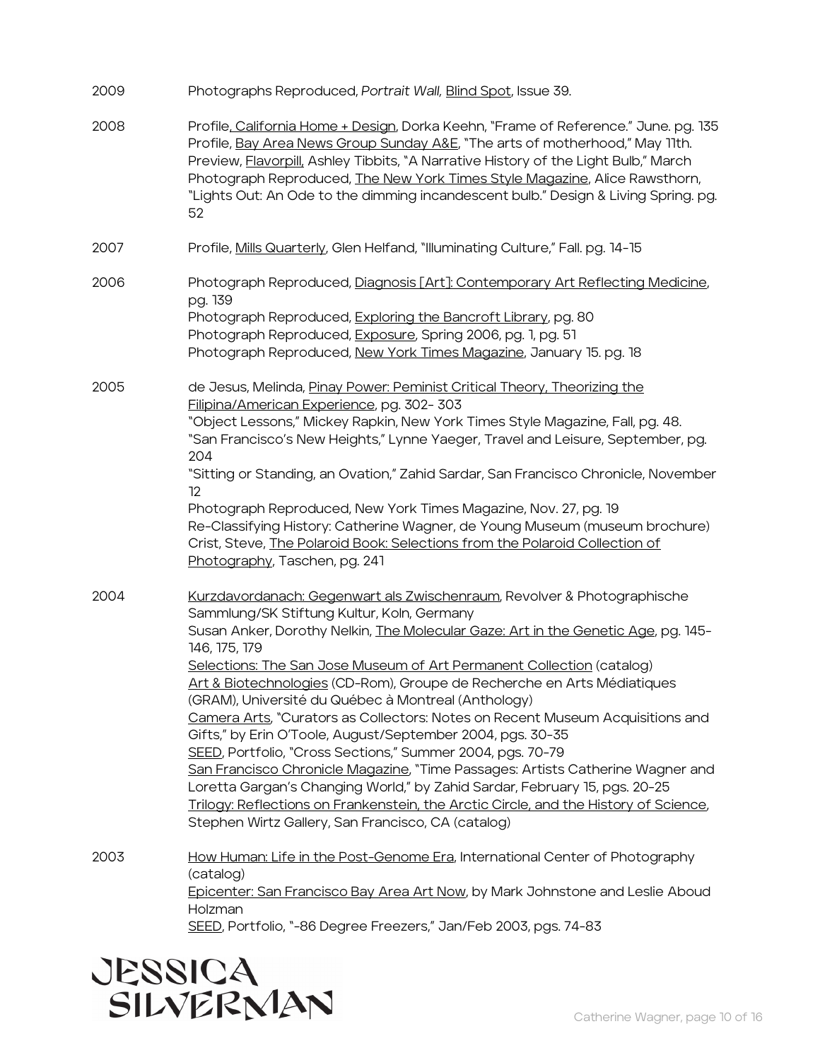2009 Photographs Reproduced, *Portrait Wall,* Blind Spot, Issue 39.

2008 Profile, California Home + Design, Dorka Keehn, "Frame of Reference." June. pg. 135
Profile, Bay Area News Group Sunday A&E, "The arts of motherhood," May 11th.
Preview, Flavorpill, Ashley Tibbits, "A Narrative History of the Light Bulb," March
Photograph Reproduced, The New York Times Style Magazine, Alice Rawsthorn, "Lights Out: An Ode to the dimming incandescent bulb." Design & Living Spring. pg. 52

2007 Profile, Mills Quarterly, Glen Helfand, "Illuminating Culture," Fall. pg. 14-15

2006 Photograph Reproduced, Diagnosis [Art]: Contemporary Art Reflecting Medicine, pg. 139
Photograph Reproduced, Exploring the Bancroft Library, pg. 80
Photograph Reproduced, Exposure, Spring 2006, pg. 1, pg. 51
Photograph Reproduced, New York Times Magazine, January 15. pg. 18

2005 de Jesus, Melinda, Pinay Power: Peminist Critical Theory, Theorizing the Filipina/American Experience, pg. 302- 303
"Object Lessons," Mickey Rapkin, New York Times Style Magazine, Fall, pg. 48.
"San Francisco's New Heights," Lynne Yaeger, Travel and Leisure, September, pg. 204
"Sitting or Standing, an Ovation," Zahid Sardar, San Francisco Chronicle, November 12
Photograph Reproduced, New York Times Magazine, Nov. 27, pg. 19
Re-Classifying History: Catherine Wagner, de Young Museum (museum brochure)
Crist, Steve, The Polaroid Book: Selections from the Polaroid Collection of Photography, Taschen, pg. 241

2004 Kurzdavordanach: Gegenwart als Zwischenraum, Revolver & Photographische Sammlung/SK Stiftung Kultur, Koln, Germany
Susan Anker, Dorothy Nelkin, The Molecular Gaze: Art in the Genetic Age, pg. 145-146, 175, 179
Selections: The San Jose Museum of Art Permanent Collection (catalog)
Art & Biotechnologies (CD-Rom), Groupe de Recherche en Arts Médiatiques (GRAM), Université du Québec à Montreal (Anthology)
Camera Arts, "Curators as Collectors: Notes on Recent Museum Acquisitions and Gifts," by Erin O'Toole, August/September 2004, pgs. 30-35
SEED, Portfolio, "Cross Sections," Summer 2004, pgs. 70-79
San Francisco Chronicle Magazine, "Time Passages: Artists Catherine Wagner and Loretta Gargan's Changing World," by Zahid Sardar, February 15, pgs. 20-25
Trilogy: Reflections on Frankenstein, the Arctic Circle, and the History of Science, Stephen Wirtz Gallery, San Francisco, CA (catalog)

2003 How Human: Life in the Post-Genome Era, International Center of Photography (catalog)
Epicenter: San Francisco Bay Area Art Now, by Mark Johnstone and Leslie Aboud Holzman
SEED, Portfolio, "-86 Degree Freezers," Jan/Feb 2003, pgs. 74-83

JESSICA SILVERMAN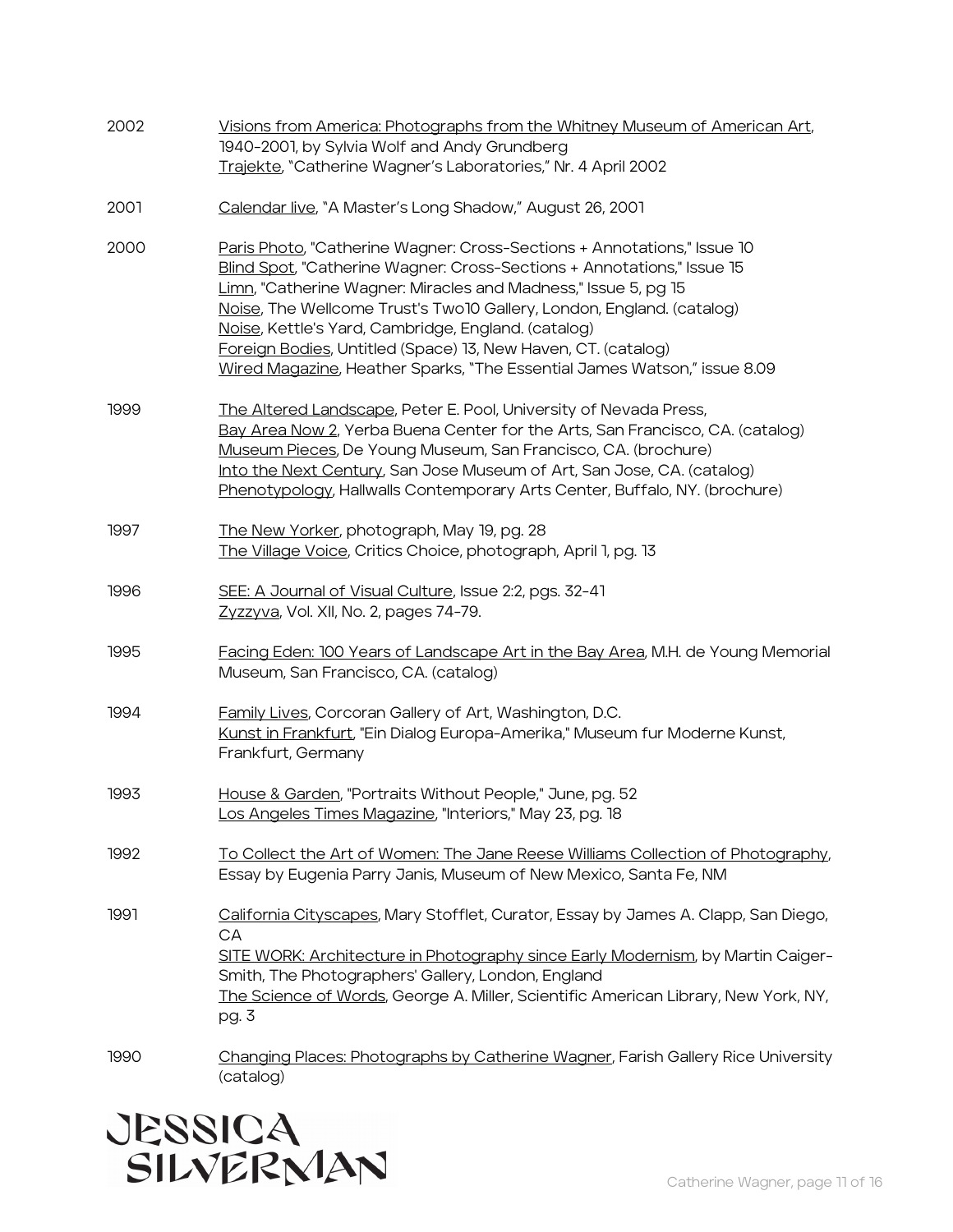2002 Visions from America: Photographs from the Whitney Museum of American Art, 1940-2001, by Sylvia Wolf and Andy Grundberg
Trajekte, "Catherine Wagner's Laboratories," Nr. 4 April 2002

2001 Calendar live, "A Master's Long Shadow," August 26, 2001

2000 Paris Photo, "Catherine Wagner: Cross-Sections + Annotations," Issue 10
Blind Spot, "Catherine Wagner: Cross-Sections + Annotations," Issue 15
Limn, "Catherine Wagner: Miracles and Madness," Issue 5, pg 15
Noise, The Wellcome Trust's Two10 Gallery, London, England. (catalog)
Noise, Kettle's Yard, Cambridge, England. (catalog)
Foreign Bodies, Untitled (Space) 13, New Haven, CT. (catalog)
Wired Magazine, Heather Sparks, "The Essential James Watson," issue 8.09

1999 The Altered Landscape, Peter E. Pool, University of Nevada Press,
Bay Area Now 2, Yerba Buena Center for the Arts, San Francisco, CA. (catalog)
Museum Pieces, De Young Museum, San Francisco, CA. (brochure)
Into the Next Century, San Jose Museum of Art, San Jose, CA. (catalog)
Phenotypology, Hallwalls Contemporary Arts Center, Buffalo, NY. (brochure)

1997 The New Yorker, photograph, May 19, pg. 28
The Village Voice, Critics Choice, photograph, April 1, pg. 13

1996 SEE: A Journal of Visual Culture, Issue 2:2, pgs. 32-41
Zyzzyva, Vol. XII, No. 2, pages 74-79.

1995 Facing Eden: 100 Years of Landscape Art in the Bay Area, M.H. de Young Memorial Museum, San Francisco, CA. (catalog)

1994 Family Lives, Corcoran Gallery of Art, Washington, D.C.
Kunst in Frankfurt, "Ein Dialog Europa-Amerika," Museum fur Moderne Kunst, Frankfurt, Germany

1993 House & Garden, "Portraits Without People," June, pg. 52
Los Angeles Times Magazine, "Interiors," May 23, pg. 18

1992 To Collect the Art of Women: The Jane Reese Williams Collection of Photography, Essay by Eugenia Parry Janis, Museum of New Mexico, Santa Fe, NM

1991 California Cityscapes, Mary Stofflet, Curator, Essay by James A. Clapp, San Diego, CA
SITE WORK: Architecture in Photography since Early Modernism, by Martin Caiger-Smith, The Photographers' Gallery, London, England
The Science of Words, George A. Miller, Scientific American Library, New York, NY, pg. 3

1990 Changing Places: Photographs by Catherine Wagner, Farish Gallery Rice University (catalog)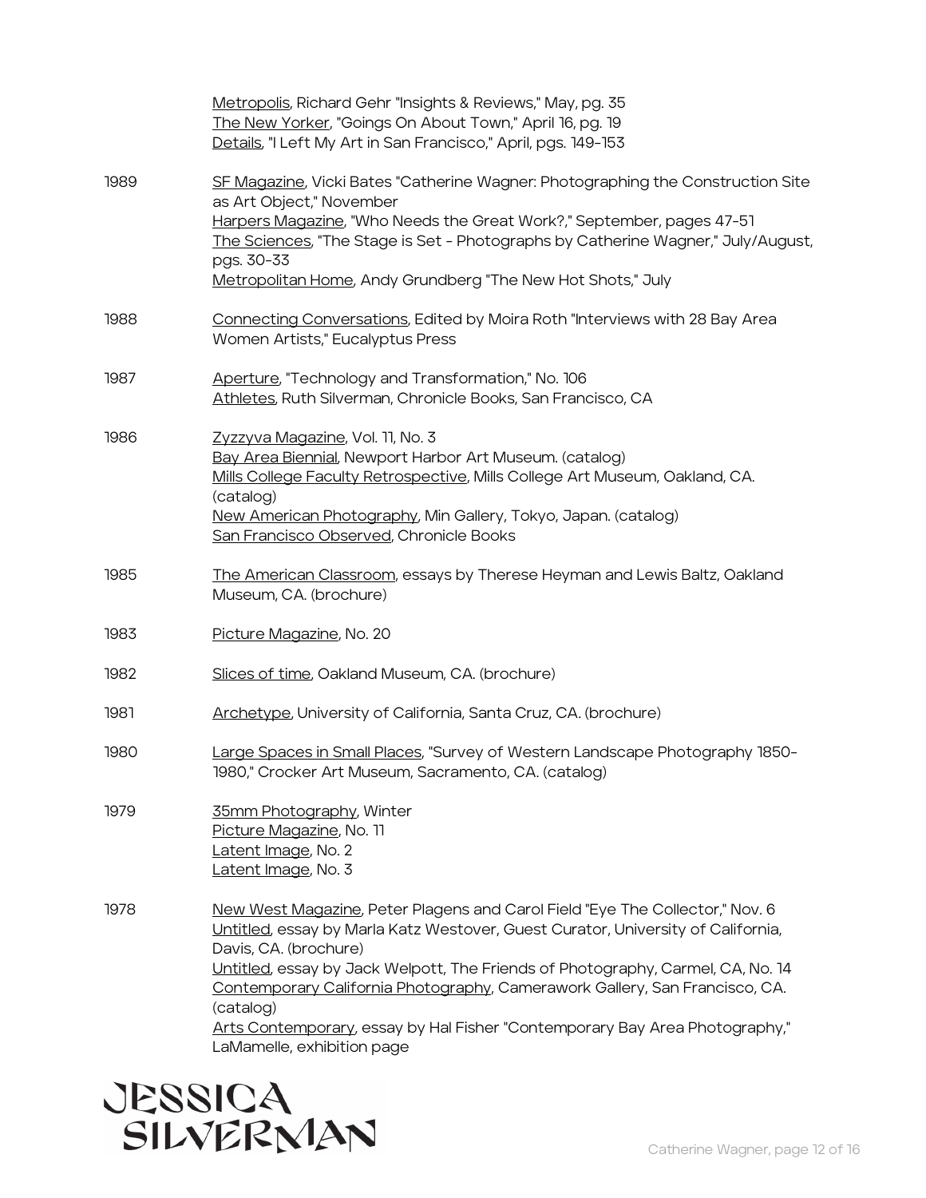Metropolis, Richard Gehr "Insights & Reviews," May, pg. 35
The New Yorker, "Goings On About Town," April 16, pg. 19
Details, "I Left My Art in San Francisco," April, pgs. 149-153

1989
SF Magazine, Vicki Bates "Catherine Wagner: Photographing the Construction Site as Art Object," November
Harpers Magazine, "Who Needs the Great Work?," September, pages 47-51
The Sciences, "The Stage is Set - Photographs by Catherine Wagner," July/August, pgs. 30-33
Metropolitan Home, Andy Grundberg "The New Hot Shots," July

1988
Connecting Conversations, Edited by Moira Roth "Interviews with 28 Bay Area Women Artists," Eucalyptus Press

1987
Aperture, "Technology and Transformation," No. 106
Athletes, Ruth Silverman, Chronicle Books, San Francisco, CA

1986
Zyzzyva Magazine, Vol. 11, No. 3
Bay Area Biennial, Newport Harbor Art Museum. (catalog)
Mills College Faculty Retrospective, Mills College Art Museum, Oakland, CA. (catalog)
New American Photography, Min Gallery, Tokyo, Japan. (catalog)
San Francisco Observed, Chronicle Books

1985
The American Classroom, essays by Therese Heyman and Lewis Baltz, Oakland Museum, CA. (brochure)

1983
Picture Magazine, No. 20

1982
Slices of time, Oakland Museum, CA. (brochure)

1981
Archetype, University of California, Santa Cruz, CA. (brochure)

1980
Large Spaces in Small Places, "Survey of Western Landscape Photography 1850-1980," Crocker Art Museum, Sacramento, CA. (catalog)

1979
35mm Photography, Winter
Picture Magazine, No. 11
Latent Image, No. 2
Latent Image, No. 3

1978
New West Magazine, Peter Plagens and Carol Field "Eye The Collector," Nov. 6
Untitled, essay by Marla Katz Westover, Guest Curator, University of California, Davis, CA. (brochure)
Untitled, essay by Jack Welpott, The Friends of Photography, Carmel, CA, No. 14
Contemporary California Photography, Camerawork Gallery, San Francisco, CA. (catalog)
Arts Contemporary, essay by Hal Fisher "Contemporary Bay Area Photography," LaMamelle, exhibition page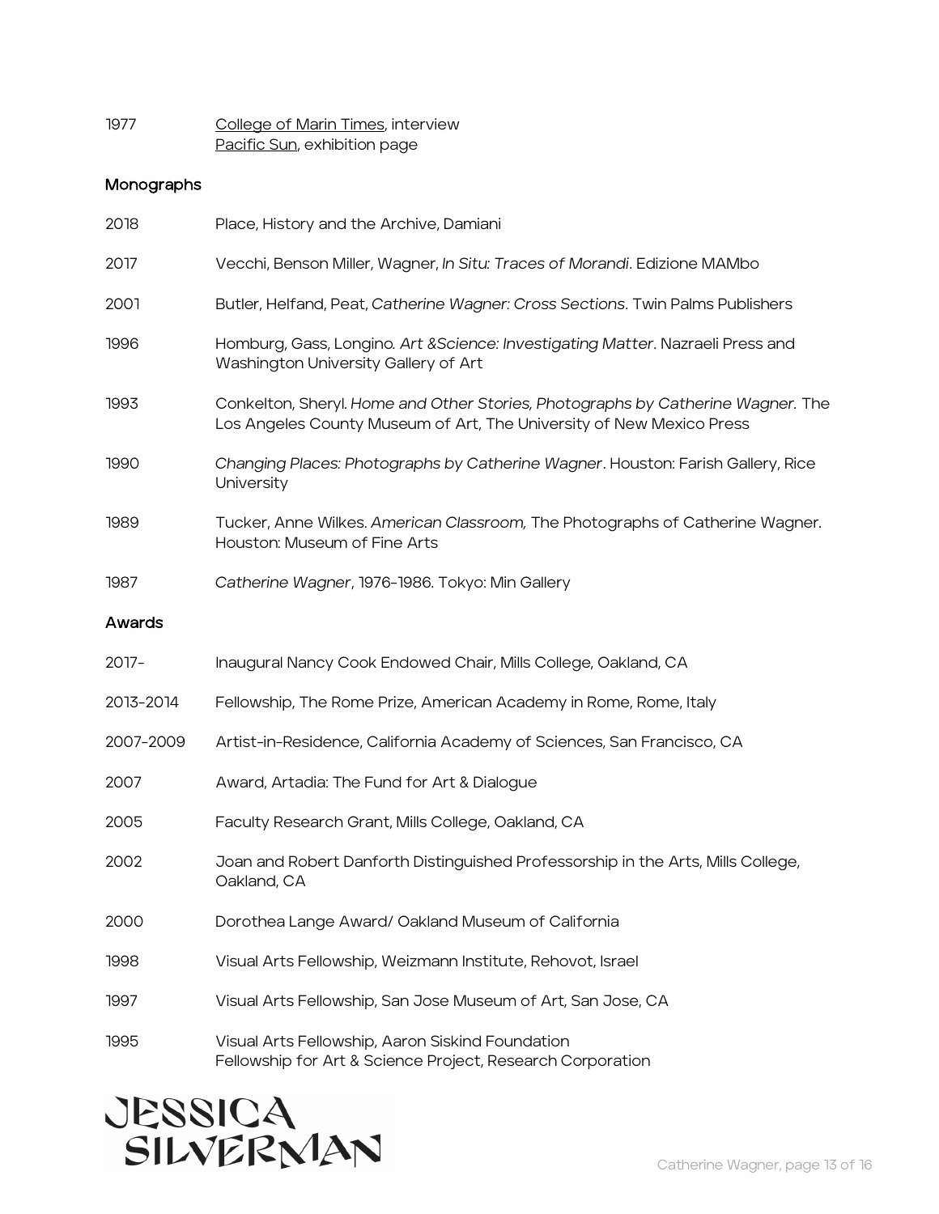1977 College of Marin Times, interview
Pacific Sun, exhibition page

## Monographs

2018 Place, History and the Archive, Damiani

2017 Vecchi, Benson Miller, Wagner, *In Situ: Traces of Morandi*. Edizione MAMbo

2001 Butler, Helfand, Peat, *Catherine Wagner: Cross Sections*. Twin Palms Publishers

1996 Homburg, Gass, Longino. *Art &Science: Investigating Matter*. Nazraeli Press and Washington University Gallery of Art

1993 Conkelton, Sheryl. *Home and Other Stories, Photographs by Catherine Wagner.* The Los Angeles County Museum of Art, The University of New Mexico Press

1990 *Changing Places: Photographs by Catherine Wagner*. Houston: Farish Gallery, Rice University

1989 Tucker, Anne Wilkes. *American Classroom,* The Photographs of Catherine Wagner. Houston: Museum of Fine Arts

1987 *Catherine Wagner*, 1976-1986. Tokyo: Min Gallery

## Awards

2017- Inaugural Nancy Cook Endowed Chair, Mills College, Oakland, CA

2013-2014 Fellowship, The Rome Prize, American Academy in Rome, Rome, Italy

2007-2009 Artist-in-Residence, California Academy of Sciences, San Francisco, CA

2007 Award, Artadia: The Fund for Art & Dialogue

2005 Faculty Research Grant, Mills College, Oakland, CA

2002 Joan and Robert Danforth Distinguished Professorship in the Arts, Mills College, Oakland, CA

2000 Dorothea Lange Award/ Oakland Museum of California

1998 Visual Arts Fellowship, Weizmann Institute, Rehovot, Israel

1997 Visual Arts Fellowship, San Jose Museum of Art, San Jose, CA

1995 Visual Arts Fellowship, Aaron Siskind Foundation
Fellowship for Art & Science Project, Research Corporation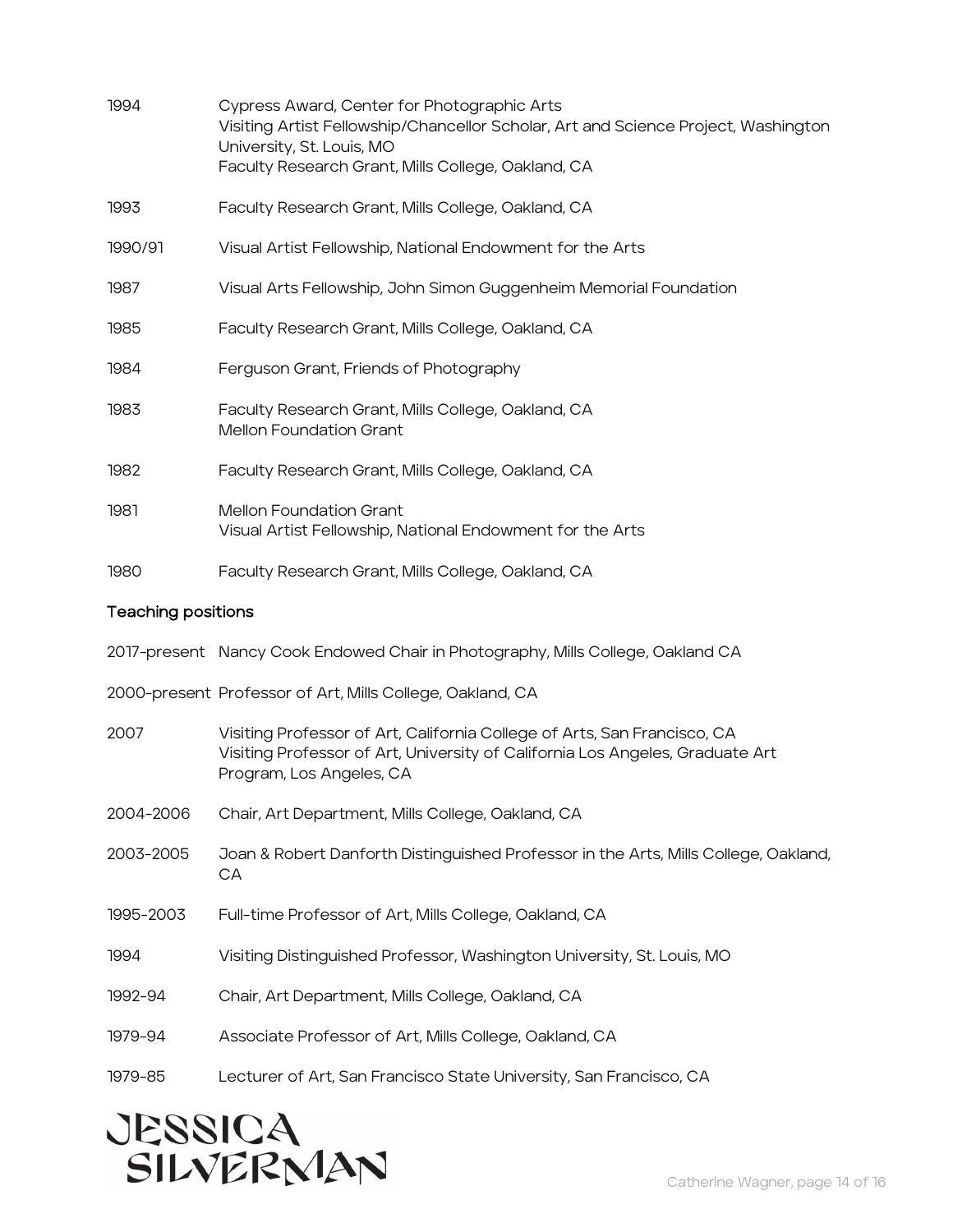1994 Cypress Award, Center for Photographic Arts
Visiting Artist Fellowship/Chancellor Scholar, Art and Science Project, Washington University, St. Louis, MO
Faculty Research Grant, Mills College, Oakland, CA

1993 Faculty Research Grant, Mills College, Oakland, CA

1990/91 Visual Artist Fellowship, National Endowment for the Arts

1987 Visual Arts Fellowship, John Simon Guggenheim Memorial Foundation

1985 Faculty Research Grant, Mills College, Oakland, CA

1984 Ferguson Grant, Friends of Photography

1983 Faculty Research Grant, Mills College, Oakland, CA
Mellon Foundation Grant

1982 Faculty Research Grant, Mills College, Oakland, CA

1981 Mellon Foundation Grant
Visual Artist Fellowship, National Endowment for the Arts

1980 Faculty Research Grant, Mills College, Oakland, CA

## Teaching positions

2017-present Nancy Cook Endowed Chair in Photography, Mills College, Oakland CA

2000-present Professor of Art, Mills College, Oakland, CA

2007 Visiting Professor of Art, California College of Arts, San Francisco, CA
Visiting Professor of Art, University of California Los Angeles, Graduate Art Program, Los Angeles, CA

2004-2006 Chair, Art Department, Mills College, Oakland, CA

2003-2005 Joan & Robert Danforth Distinguished Professor in the Arts, Mills College, Oakland, CA

1995-2003 Full-time Professor of Art, Mills College, Oakland, CA

1994 Visiting Distinguished Professor, Washington University, St. Louis, MO

1992-94 Chair, Art Department, Mills College, Oakland, CA

1979-94 Associate Professor of Art, Mills College, Oakland, CA

1979-85 Lecturer of Art, San Francisco State University, San Francisco, CA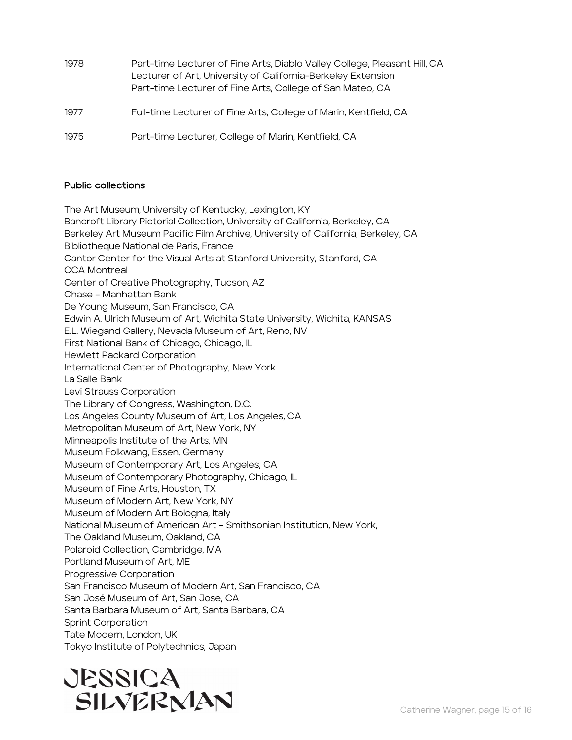| | |
|---|---|
| 1978 | Part-time Lecturer of Fine Arts, Diablo Valley College, Pleasant Hill, CA<br>Lecturer of Art, University of California-Berkeley Extension<br>Part-time Lecturer of Fine Arts, College of San Mateo, CA |
| 1977 | Full-time Lecturer of Fine Arts, College of Marin, Kentfield, CA |
| 1975 | Part-time Lecturer, College of Marin, Kentfield, CA |

**Public collections**

The Art Museum, University of Kentucky, Lexington, KY
Bancroft Library Pictorial Collection, University of California, Berkeley, CA
Berkeley Art Museum Pacific Film Archive, University of California, Berkeley, CA
Bibliotheque National de Paris, France
Cantor Center for the Visual Arts at Stanford University, Stanford, CA
CCA Montreal
Center of Creative Photography, Tucson, AZ
Chase – Manhattan Bank
De Young Museum, San Francisco, CA
Edwin A. Ulrich Museum of Art, Wichita State University, Wichita, KANSAS
E.L. Wiegand Gallery, Nevada Museum of Art, Reno, NV
First National Bank of Chicago, Chicago, IL
Hewlett Packard Corporation
International Center of Photography, New York
La Salle Bank
Levi Strauss Corporation
The Library of Congress, Washington, D.C.
Los Angeles County Museum of Art, Los Angeles, CA
Metropolitan Museum of Art, New York, NY
Minneapolis Institute of the Arts, MN
Museum Folkwang, Essen, Germany
Museum of Contemporary Art, Los Angeles, CA
Museum of Contemporary Photography, Chicago, IL
Museum of Fine Arts, Houston, TX
Museum of Modern Art, New York, NY
Museum of Modern Art Bologna, Italy
National Museum of American Art – Smithsonian Institution, New York,
The Oakland Museum, Oakland, CA
Polaroid Collection, Cambridge, MA
Portland Museum of Art, ME
Progressive Corporation
San Francisco Museum of Modern Art, San Francisco, CA
San José Museum of Art, San Jose, CA
Santa Barbara Museum of Art, Santa Barbara, CA
Sprint Corporation
Tate Modern, London, UK
Tokyo Institute of Polytechnics, Japan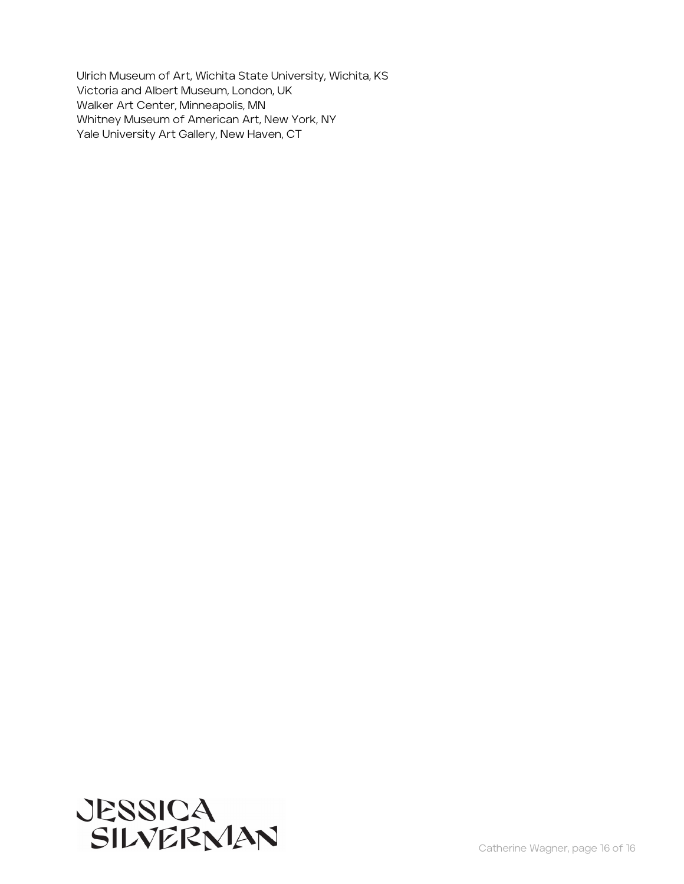Ulrich Museum of Art, Wichita State University, Wichita, KS
Victoria and Albert Museum, London, UK
Walker Art Center, Minneapolis, MN
Whitney Museum of American Art, New York, NY
Yale University Art Gallery, New Haven, CT